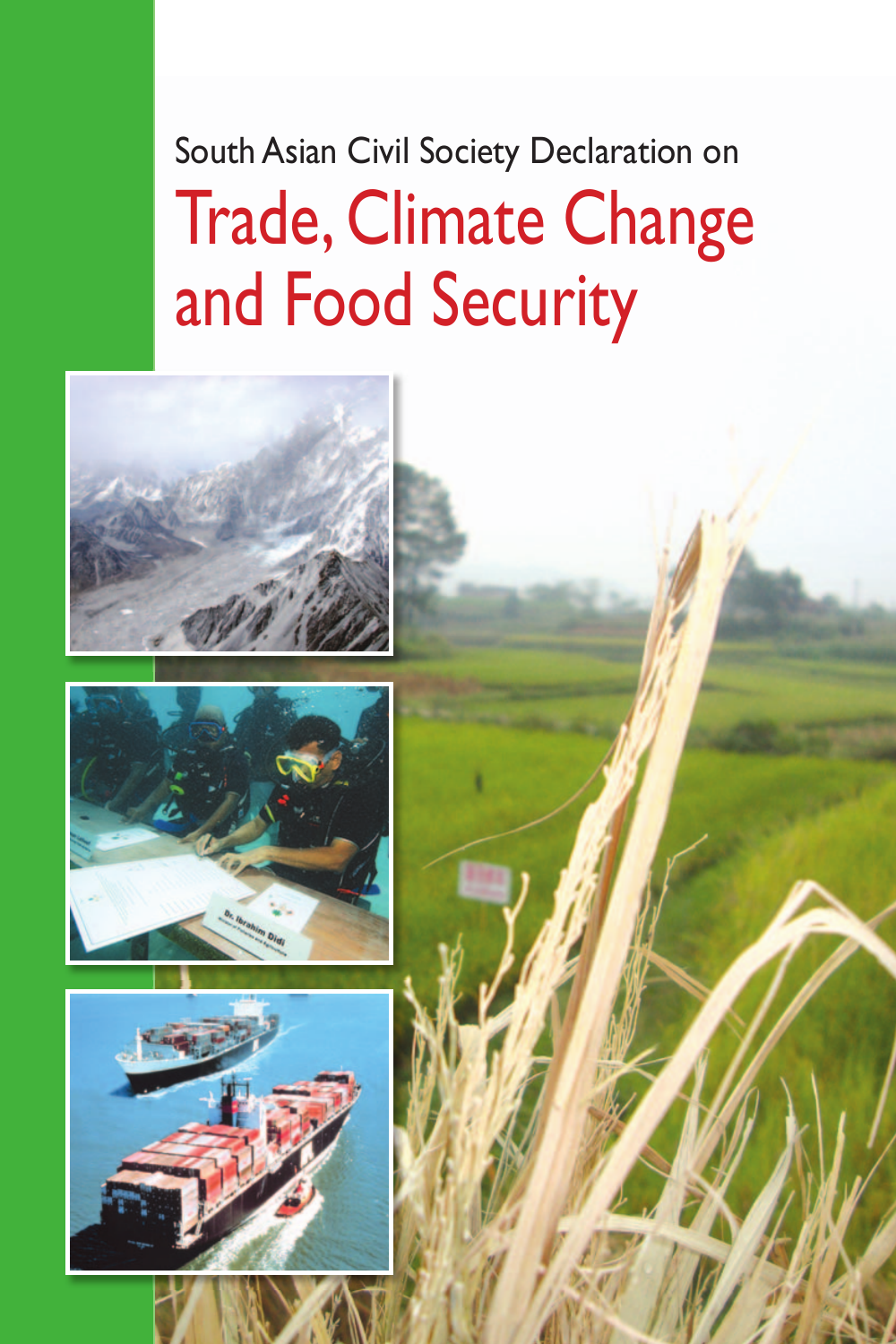South Asian Civil Society Declaration on

# Trade, Climate Change and Food Security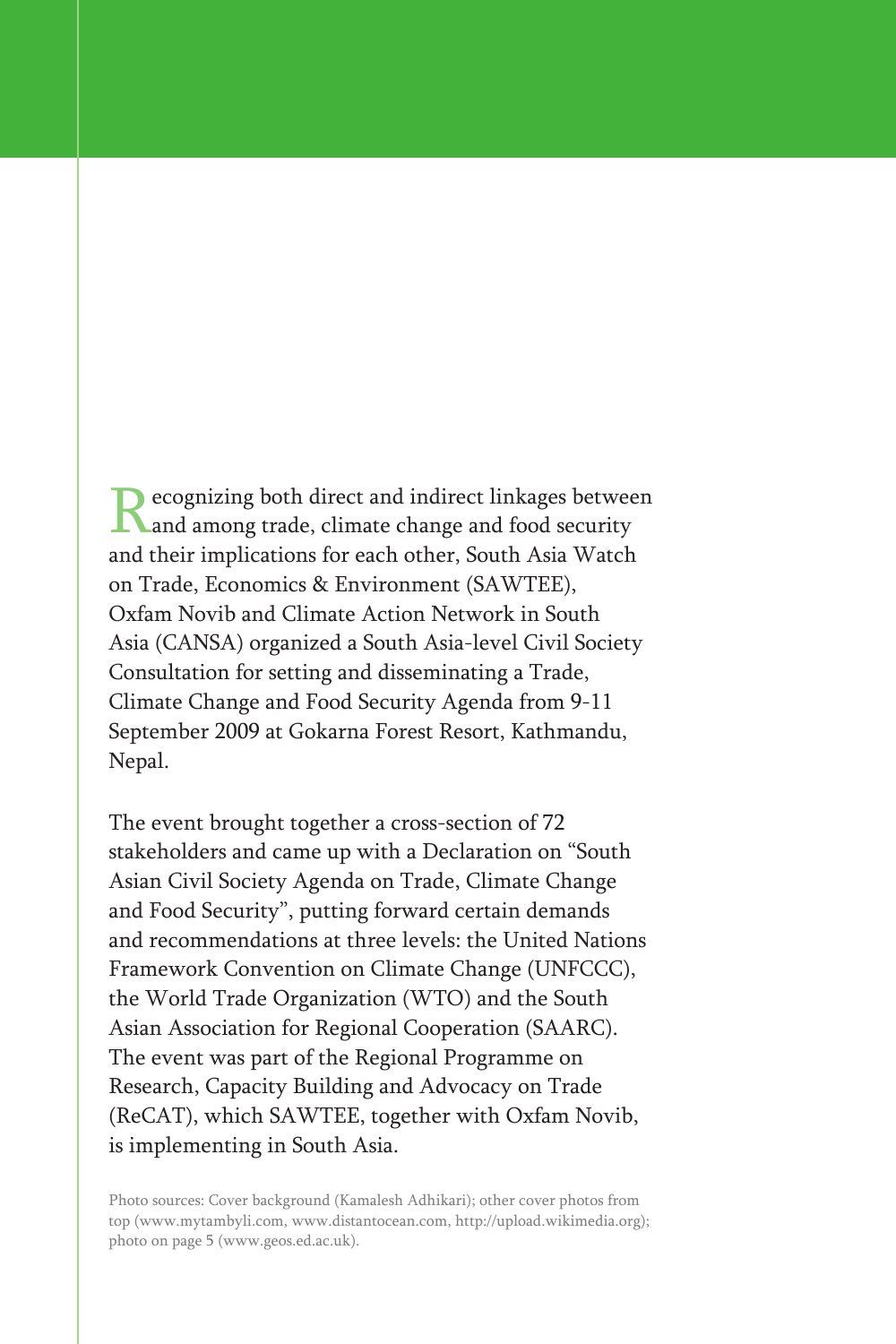Recognizing both direct and indirect linkages between and among trade, climate change and food security and their implications for each other, South Asia Watch on Trade, Economics & Environment (SAWTEE), Oxfam Novib and Climate Action Network in South Asia (CANSA) organized a South Asia-level Civil Society Consultation for setting and disseminating a Trade, Climate Change and Food Security Agenda from 9-11 September 2009 at Gokarna Forest Resort, Kathmandu, Nepal.

The event brought together a cross-section of 72 stakeholders and came up with a Declaration on "South Asian Civil Society Agenda on Trade, Climate Change and Food Security", putting forward certain demands and recommendations at three levels: the United Nations Framework Convention on Climate Change (UNFCCC), the World Trade Organization (WTO) and the South Asian Association for Regional Cooperation (SAARC). The event was part of the Regional Programme on Research, Capacity Building and Advocacy on Trade (ReCAT), which SAWTEE, together with Oxfam Novib, is implementing in South Asia.

Photo sources: Cover background (Kamalesh Adhikari); other cover photos from top (www.mytambyli.com, www.distantocean.com, http://upload.wikimedia.org); photo on page 5 (www.geos.ed.ac.uk).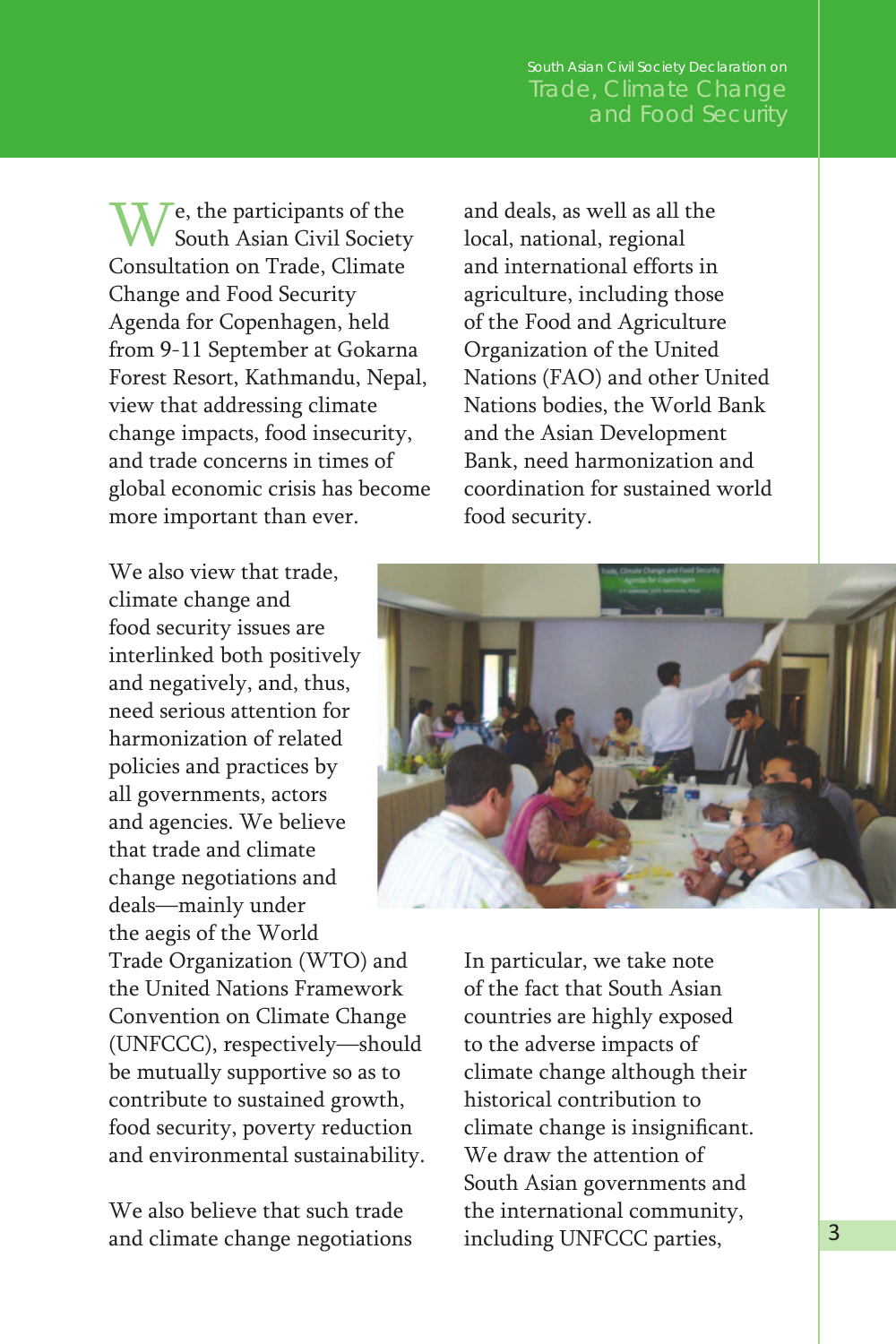We, the participants of the South Asian Civil Society Consultation on Trade, Climate Change and Food Security Agenda for Copenhagen, held from 9-11 September at Gokarna Forest Resort, Kathmandu, Nepal, view that addressing climate change impacts, food insecurity, and trade concerns in times of global economic crisis has become more important than ever.

We also view that trade, climate change and food security issues are interlinked both positively and negatively, and, thus, need serious attention for harmonization of related policies and practices by all governments, actors and agencies. We believe that trade and climate change negotiations and deals—mainly under the aegis of the World Trade Organization (WTO) and the United Nations Framework Convention on Climate Change (UNFCCC), respectively—should be mutually supportive so as to contribute to sustained growth, food security, poverty reduction and environmental sustainability.

We also believe that such trade and climate change negotiations and deals, as well as all the local, national, regional and international efforts in agriculture, including those of the Food and Agriculture Organization of the United Nations (FAO) and other United Nations bodies, the World Bank and the Asian Development Bank, need harmonization and coordination for sustained world food security.

In particular, we take note of the fact that South Asian countries are highly exposed to the adverse impacts of climate change although their historical contribution to climate change is insignificant. We draw the attention of South Asian governments and the international community, including UNFCCC parties,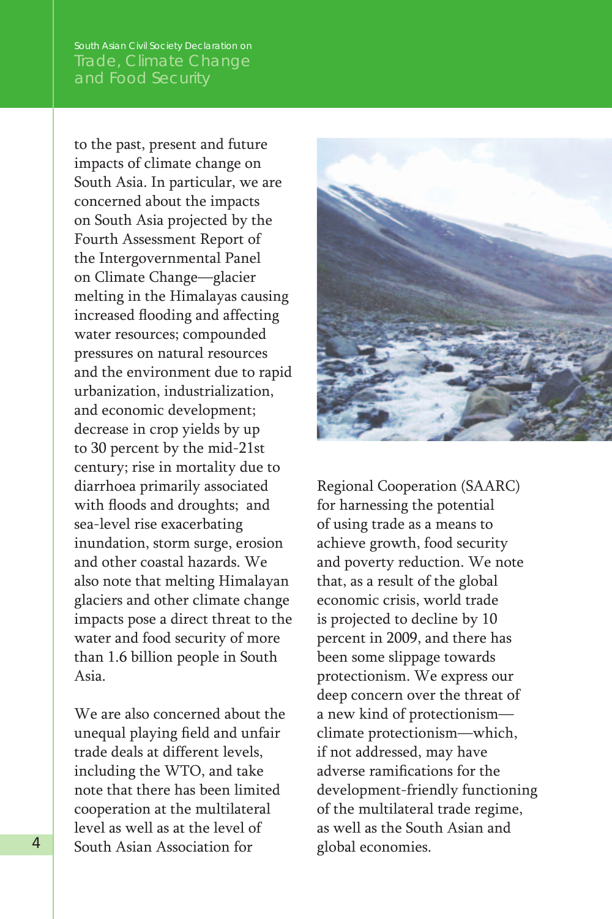to the past, present and future impacts of climate change on South Asia. In particular, we are concerned about the impacts on South Asia projected by the Fourth Assessment Report of the Intergovernmental Panel on Climate Change—glacier melting in the Himalayas causing increased flooding and affecting water resources; compounded pressures on natural resources and the environment due to rapid urbanization, industrialization, and economic development; decrease in crop yields by up to 30 percent by the mid-21st century; rise in mortality due to diarrhoea primarily associated with floods and droughts; and sea-level rise exacerbating inundation, storm surge, erosion and other coastal hazards. We also note that melting Himalayan glaciers and other climate change impacts pose a direct threat to the water and food security of more than 1.6 billion people in South Asia.

We are also concerned about the unequal playing field and unfair trade deals at different levels, including the WTO, and take note that there has been limited cooperation at the multilateral level as well as at the level of South Asian Association for Regional Cooperation (SAARC) for harnessing the potential of using trade as a means to achieve growth, food security and poverty reduction. We note that, as a result of the global economic crisis, world trade is projected to decline by 10 percent in 2009, and there has been some slippage towards protectionism. We express our deep concern over the threat of a new kind of protectionism—climate protectionism—which, if not addressed, may have adverse ramifications for the development-friendly functioning of the multilateral trade regime, as well as the South Asian and global economies.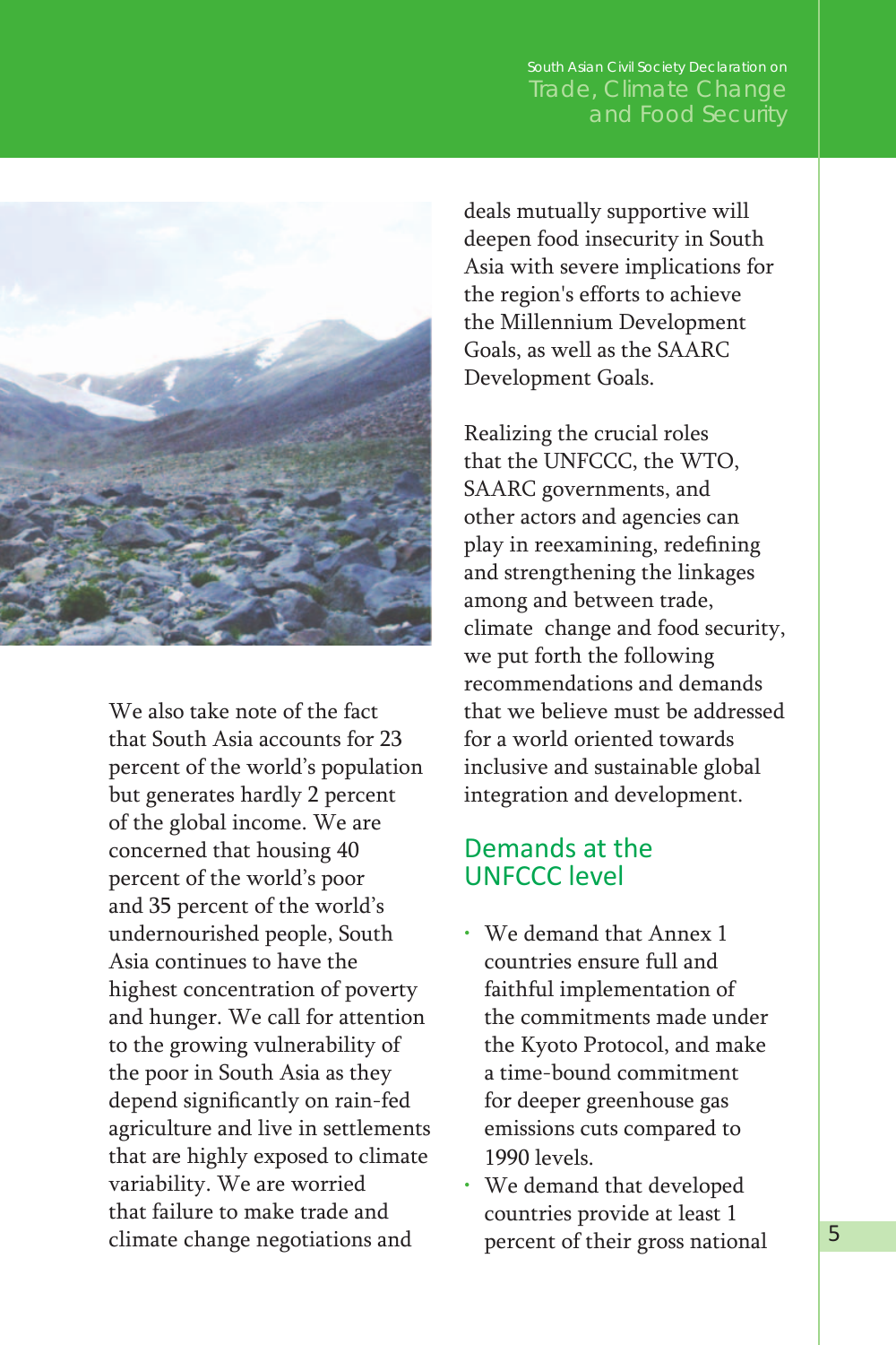We also take note of the fact that South Asia accounts for 23 percent of the world's population but generates hardly 2 percent of the global income. We are concerned that housing 40 percent of the world's poor and 35 percent of the world's undernourished people, South Asia continues to have the highest concentration of poverty and hunger. We call for attention to the growing vulnerability of the poor in South Asia as they depend significantly on rain-fed agriculture and live in settlements that are highly exposed to climate variability. We are worried that failure to make trade and climate change negotiations and deals mutually supportive will deepen food insecurity in South Asia with severe implications for the region's efforts to achieve the Millennium Development Goals, as well as the SAARC Development Goals.

Realizing the crucial roles that the UNFCCC, the WTO, SAARC governments, and other actors and agencies can play in reexamining, redefining and strengthening the linkages among and between trade, climate change and food security, we put forth the following recommendations and demands that we believe must be addressed for a world oriented towards inclusive and sustainable global integration and development.

## Demands at the UNFCCC level

- We demand that Annex 1 countries ensure full and faithful implementation of the commitments made under the Kyoto Protocol, and make a time-bound commitment for deeper greenhouse gas emissions cuts compared to 1990 levels.
- We demand that developed countries provide at least 1 percent of their gross national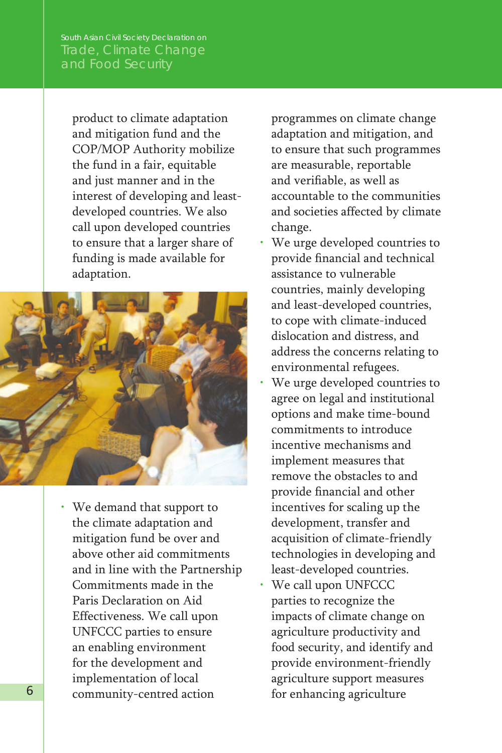product to climate adaptation and mitigation fund and the COP/MOP Authority mobilize the fund in a fair, equitable and just manner and in the interest of developing and least-developed countries. We also call upon developed countries to ensure that a larger share of funding is made available for adaptation.

- We demand that support to the climate adaptation and mitigation fund be over and above other aid commitments and in line with the Partnership Commitments made in the Paris Declaration on Aid Effectiveness. We call upon UNFCCC parties to ensure an enabling environment for the development and implementation of local community-centred action programmes on climate change adaptation and mitigation, and to ensure that such programmes are measurable, reportable and verifiable, as well as accountable to the communities and societies affected by climate change.
- We urge developed countries to provide financial and technical assistance to vulnerable countries, mainly developing and least-developed countries, to cope with climate-induced dislocation and distress, and address the concerns relating to environmental refugees.
- We urge developed countries to agree on legal and institutional options and make time-bound commitments to introduce incentive mechanisms and implement measures that remove the obstacles to and provide financial and other incentives for scaling up the development, transfer and acquisition of climate-friendly technologies in developing and least-developed countries.
- We call upon UNFCCC parties to recognize the impacts of climate change on agriculture productivity and food security, and identify and provide environment-friendly agriculture support measures for enhancing agriculture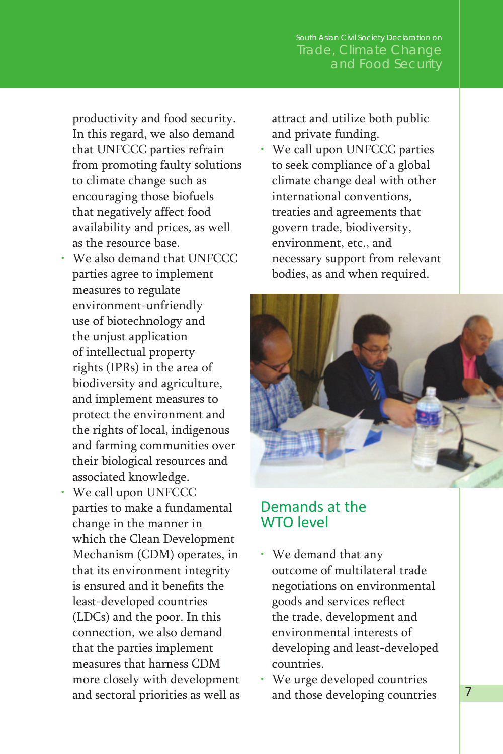productivity and food security. In this regard, we also demand that UNFCCC parties refrain from promoting faulty solutions to climate change such as encouraging those biofuels that negatively affect food availability and prices, as well as the resource base.

- We also demand that UNFCCC parties agree to implement measures to regulate environment-unfriendly use of biotechnology and the unjust application of intellectual property rights (IPRs) in the area of biodiversity and agriculture, and implement measures to protect the environment and the rights of local, indigenous and farming communities over their biological resources and associated knowledge.
- We call upon UNFCCC parties to make a fundamental change in the manner in which the Clean Development Mechanism (CDM) operates, in that its environment integrity is ensured and it benefits the least-developed countries (LDCs) and the poor. In this connection, we also demand that the parties implement measures that harness CDM more closely with development and sectoral priorities as well as attract and utilize both public and private funding.
- We call upon UNFCCC parties to seek compliance of a global climate change deal with other international conventions, treaties and agreements that govern trade, biodiversity, environment, etc., and necessary support from relevant bodies, as and when required.

## Demands at the WTO level

- We demand that any outcome of multilateral trade negotiations on environmental goods and services reflect the trade, development and environmental interests of developing and least-developed countries.
- We urge developed countries and those developing countries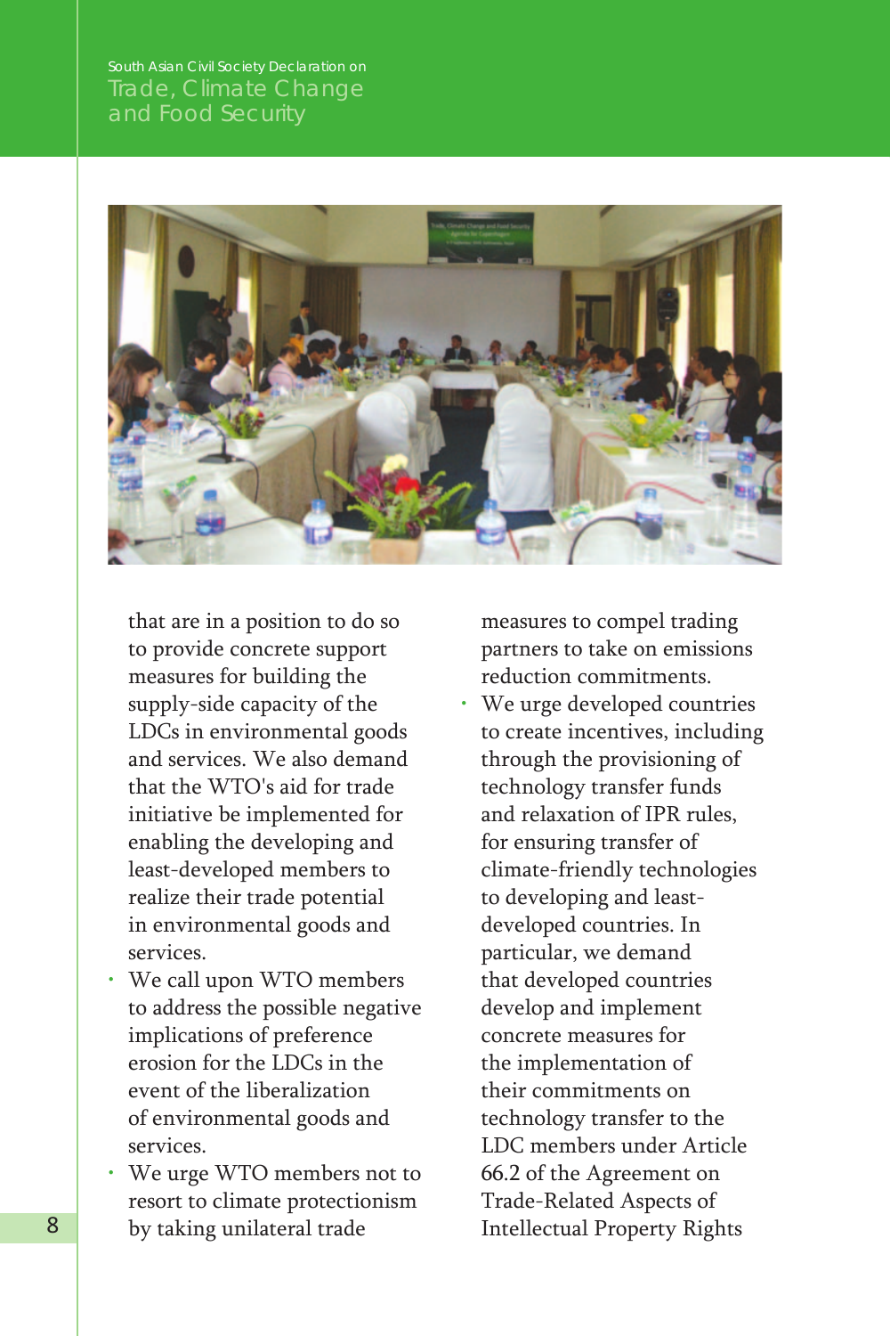that are in a position to do so to provide concrete support measures for building the supply-side capacity of the LDCs in environmental goods and services. We also demand that the WTO's aid for trade initiative be implemented for enabling the developing and least-developed members to realize their trade potential in environmental goods and services.

- We call upon WTO members to address the possible negative implications of preference erosion for the LDCs in the event of the liberalization of environmental goods and services.
- We urge WTO members not to resort to climate protectionism by taking unilateral trade measures to compel trading partners to take on emissions reduction commitments.
- We urge developed countries to create incentives, including through the provisioning of technology transfer funds and relaxation of IPR rules, for ensuring transfer of climate-friendly technologies to developing and least-developed countries. In particular, we demand that developed countries develop and implement concrete measures for the implementation of their commitments on technology transfer to the LDC members under Article 66.2 of the Agreement on Trade-Related Aspects of Intellectual Property Rights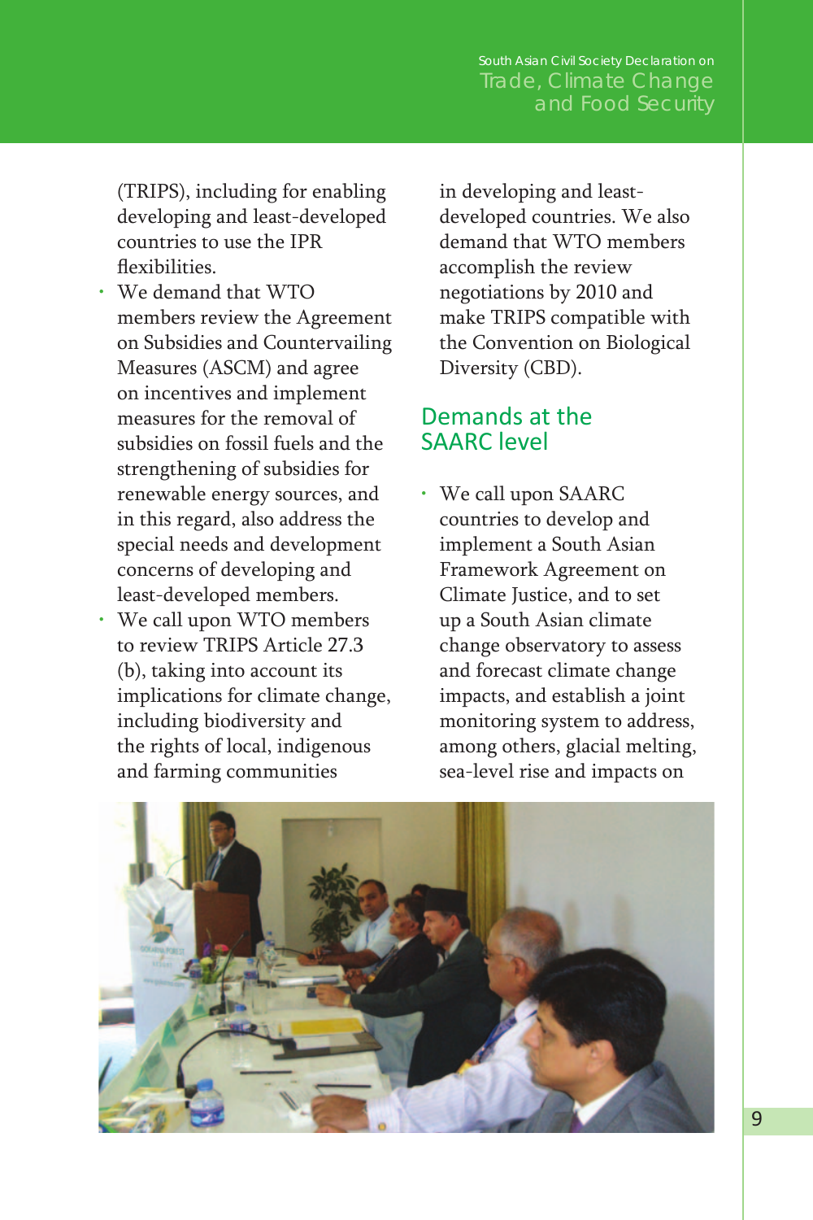(TRIPS), including for enabling developing and least-developed countries to use the IPR flexibilities.

- We demand that WTO members review the Agreement on Subsidies and Countervailing Measures (ASCM) and agree on incentives and implement measures for the removal of subsidies on fossil fuels and the strengthening of subsidies for renewable energy sources, and in this regard, also address the special needs and development concerns of developing and least-developed members.
- We call upon WTO members to review TRIPS Article 27.3 (b), taking into account its implications for climate change, including biodiversity and the rights of local, indigenous and farming communities in developing and least-developed countries. We also demand that WTO members accomplish the review negotiations by 2010 and make TRIPS compatible with the Convention on Biological Diversity (CBD).

## Demands at the SAARC level

- We call upon SAARC countries to develop and implement a South Asian Framework Agreement on Climate Justice, and to set up a South Asian climate change observatory to assess and forecast climate change impacts, and establish a joint monitoring system to address, among others, glacial melting, sea-level rise and impacts on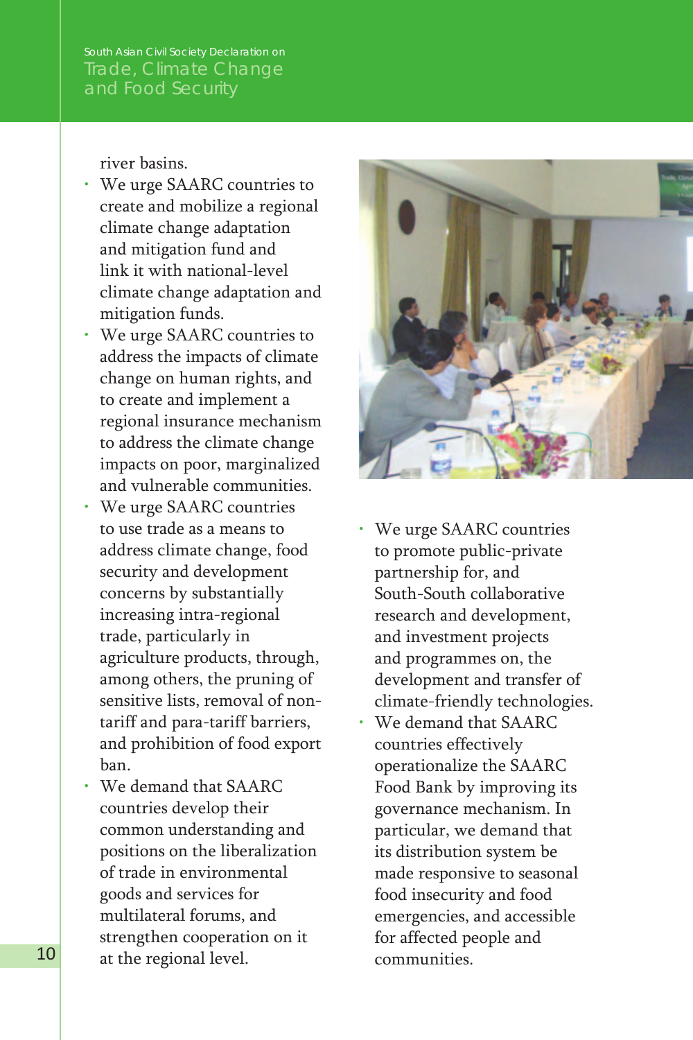river basins.

- We urge SAARC countries to create and mobilize a regional climate change adaptation and mitigation fund and link it with national-level climate change adaptation and mitigation funds.
- We urge SAARC countries to address the impacts of climate change on human rights, and to create and implement a regional insurance mechanism to address the climate change impacts on poor, marginalized and vulnerable communities.
- We urge SAARC countries to use trade as a means to address climate change, food security and development concerns by substantially increasing intra-regional trade, particularly in agriculture products, through, among others, the pruning of sensitive lists, removal of non-tariff and para-tariff barriers, and prohibition of food export ban.
- We demand that SAARC countries develop their common understanding and positions on the liberalization of trade in environmental goods and services for multilateral forums, and strengthen cooperation on it at the regional level.
- We urge SAARC countries to promote public-private partnership for, and South-South collaborative research and development, and investment projects and programmes on, the development and transfer of climate-friendly technologies.
- We demand that SAARC countries effectively operationalize the SAARC Food Bank by improving its governance mechanism. In particular, we demand that its distribution system be made responsive to seasonal food insecurity and food emergencies, and accessible for affected people and communities.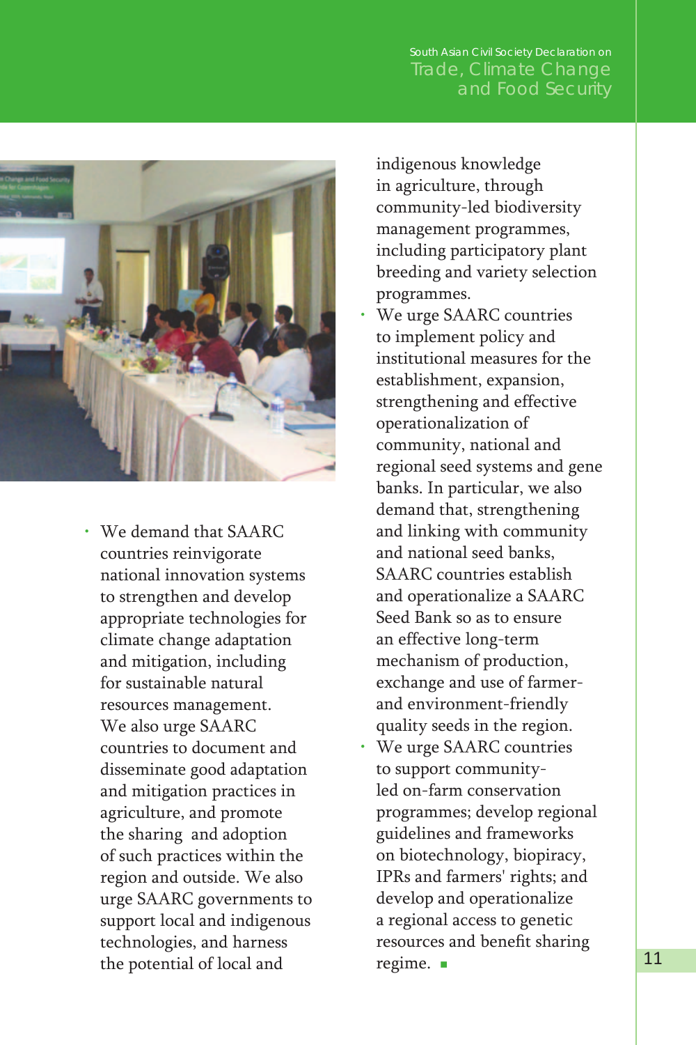- We demand that SAARC countries reinvigorate national innovation systems to strengthen and develop appropriate technologies for climate change adaptation and mitigation, including for sustainable natural resources management. We also urge SAARC countries to document and disseminate good adaptation and mitigation practices in agriculture, and promote the sharing and adoption of such practices within the region and outside. We also urge SAARC governments to support local and indigenous technologies, and harness the potential of local and indigenous knowledge in agriculture, through community-led biodiversity management programmes, including participatory plant breeding and variety selection programmes.
- We urge SAARC countries to implement policy and institutional measures for the establishment, expansion, strengthening and effective operationalization of community, national and regional seed systems and gene banks. In particular, we also demand that, strengthening and linking with community and national seed banks, SAARC countries establish and operationalize a SAARC Seed Bank so as to ensure an effective long-term mechanism of production, exchange and use of farmer- and environment-friendly quality seeds in the region.
- We urge SAARC countries to support community-led on-farm conservation programmes; develop regional guidelines and frameworks on biotechnology, biopiracy, IPRs and farmers' rights; and develop and operationalize a regional access to genetic resources and benefit sharing regime. ■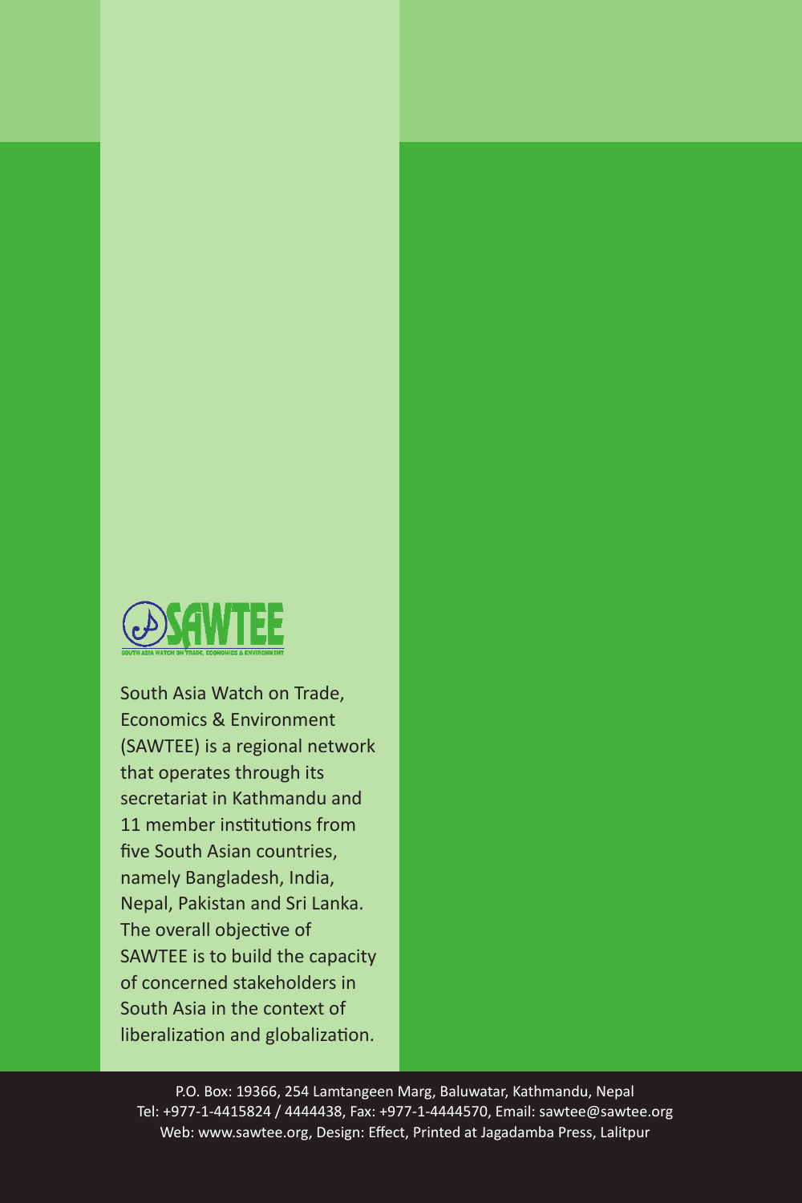SAWTEE

SOUTH ASIA WATCH ON TRADE, ECONOMICS & ENVIRONMENT

South Asia Watch on Trade, Economics & Environment (SAWTEE) is a regional network that operates through its secretariat in Kathmandu and 11 member institutions from five South Asian countries, namely Bangladesh, India, Nepal, Pakistan and Sri Lanka. The overall objective of SAWTEE is to build the capacity of concerned stakeholders in South Asia in the context of liberalization and globalization.

P.O. Box: 19366, 254 Lamtangeen Marg, Baluwatar, Kathmandu, Nepal
Tel: +977-1-4415824 / 4444438, Fax: +977-1-4444570, Email: sawtee@sawtee.org
Web: www.sawtee.org, Design: Effect, Printed at Jagadamba Press, Lalitpur